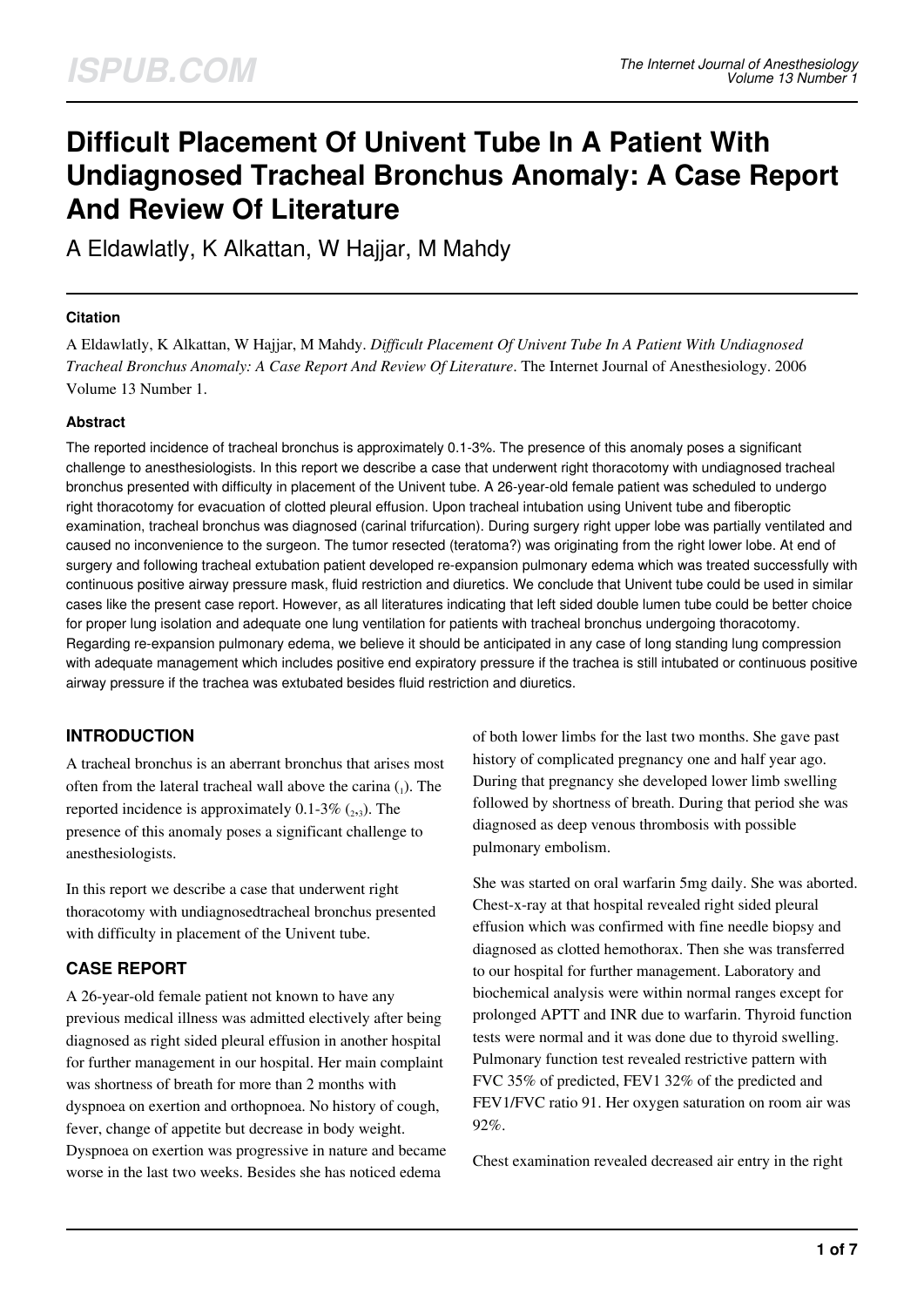# Difficult Placement Of Univent Tube In A Patient With Undiagnosed Tracheal Bronchus Anomaly: A Case Report And Review Of Literature

A Eldawlatly, K Alkattan, W Hajjar, M Mahdy

### Citation

A Eldawlatly, K Alkattan, W Hajjar, M Mahdy. *Difficult Placement Of Univent Tube In A Patient With Undiagnosed Tracheal Bronchus Anomaly: A Case Report And Review Of Literature*. The Internet Journal of Anesthesiology. 2006 Volume 13 Number 1.

### Abstract

The reported incidence of tracheal bronchus is approximately 0.1-3%. The presence of this anomaly poses a significant challenge to anesthesiologists. In this report we describe a case that underwent right thoracotomy with undiagnosed tracheal bronchus presented with difficulty in placement of the Univent tube. A 26-year-old female patient was scheduled to undergo right thoracotomy for evacuation of clotted pleural effusion. Upon tracheal intubation using Univent tube and fiberoptic examination, tracheal bronchus was diagnosed (carinal trifurcation). During surgery right upper lobe was partially ventilated and caused no inconvenience to the surgeon. The tumor resected (teratoma?) was originating from the right lower lobe. At end of surgery and following tracheal extubation patient developed re-expansion pulmonary edema which was treated successfully with continuous positive airway pressure mask, fluid restriction and diuretics. We conclude that Univent tube could be used in similar cases like the present case report. However, as all literatures indicating that left sided double lumen tube could be better choice for proper lung isolation and adequate one lung ventilation for patients with tracheal bronchus undergoing thoracotomy. Regarding re-expansion pulmonary edema, we believe it should be anticipated in any case of long standing lung compression with adequate management which includes positive end expiratory pressure if the trachea is still intubated or continuous positive airway pressure if the trachea was extubated besides fluid restriction and diuretics.

## INTRODUCTION

A tracheal bronchus is an aberrant bronchus that arises most often from the lateral tracheal wall above the carina (1). The reported incidence is approximately 0.1-3% (2,3). The presence of this anomaly poses a significant challenge to anesthesiologists.

In this report we describe a case that underwent right thoracotomy with undiagnosedtracheal bronchus presented with difficulty in placement of the Univent tube.

## CASE REPORT

A 26-year-old female patient not known to have any previous medical illness was admitted electively after being diagnosed as right sided pleural effusion in another hospital for further management in our hospital. Her main complaint was shortness of breath for more than 2 months with dyspnoea on exertion and orthopnoea. No history of cough, fever, change of appetite but decrease in body weight. Dyspnoea on exertion was progressive in nature and became worse in the last two weeks. Besides she has noticed edema of both lower limbs for the last two months. She gave past history of complicated pregnancy one and half year ago. During that pregnancy she developed lower limb swelling followed by shortness of breath. During that period she was diagnosed as deep venous thrombosis with possible pulmonary embolism.

She was started on oral warfarin 5mg daily. She was aborted. Chest-x-ray at that hospital revealed right sided pleural effusion which was confirmed with fine needle biopsy and diagnosed as clotted hemothorax. Then she was transferred to our hospital for further management. Laboratory and biochemical analysis were within normal ranges except for prolonged APTT and INR due to warfarin. Thyroid function tests were normal and it was done due to thyroid swelling. Pulmonary function test revealed restrictive pattern with FVC 35% of predicted, FEV1 32% of the predicted and FEV1/FVC ratio 91. Her oxygen saturation on room air was 92%.

Chest examination revealed decreased air entry in the right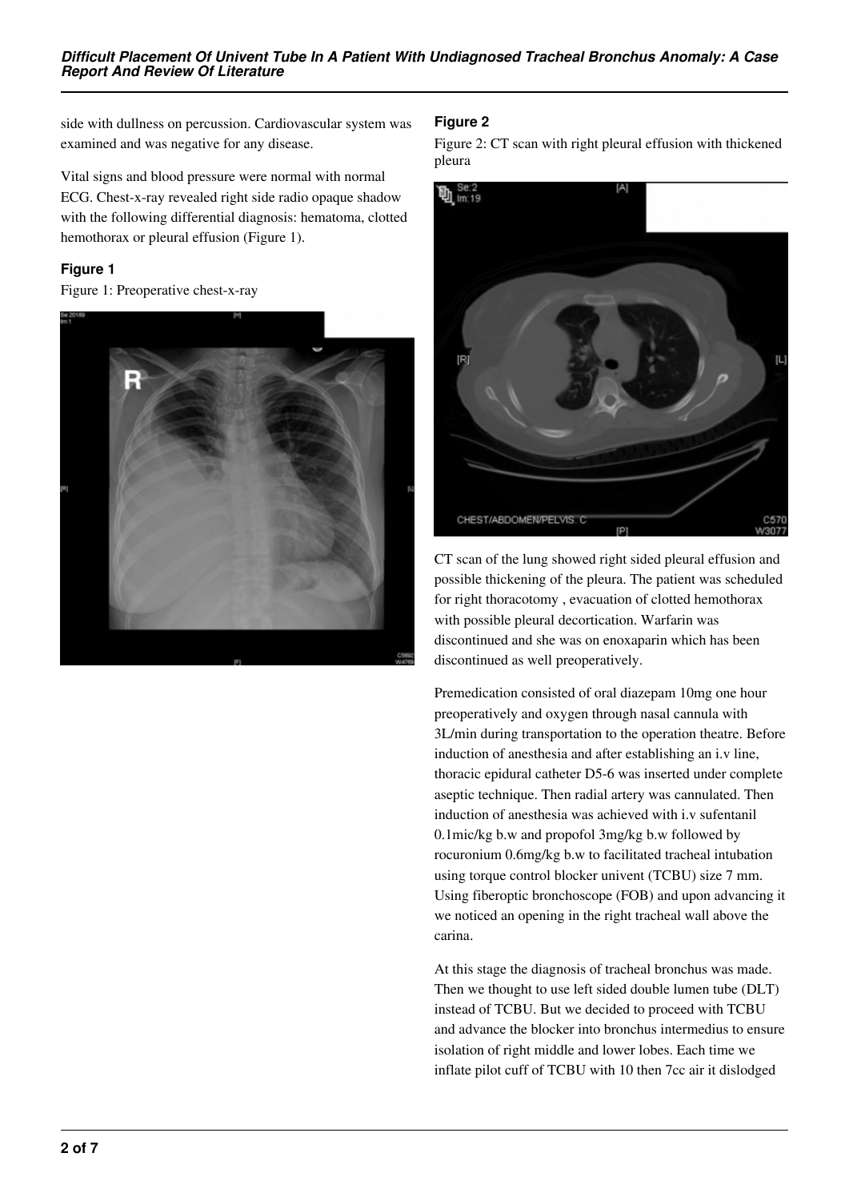side with dullness on percussion. Cardiovascular system was examined and was negative for any disease.

Vital signs and blood pressure were normal with normal ECG. Chest-x-ray revealed right side radio opaque shadow with the following differential diagnosis: hematoma, clotted hemothorax or pleural effusion (Figure 1).

### Figure 1

Figure 1: Preoperative chest-x-ray

### Figure 2

Figure 2: CT scan with right pleural effusion with thickened pleura

CT scan of the lung showed right sided pleural effusion and possible thickening of the pleura. The patient was scheduled for right thoracotomy , evacuation of clotted hemothorax with possible pleural decortication. Warfarin was discontinued and she was on enoxaparin which has been discontinued as well preoperatively.

Premedication consisted of oral diazepam 10mg one hour preoperatively and oxygen through nasal cannula with 3L/min during transportation to the operation theatre. Before induction of anesthesia and after establishing an i.v line, thoracic epidural catheter D5-6 was inserted under complete aseptic technique. Then radial artery was cannulated. Then induction of anesthesia was achieved with i.v sufentanil 0.1mic/kg b.w and propofol 3mg/kg b.w followed by rocuronium 0.6mg/kg b.w to facilitated tracheal intubation using torque control blocker univent (TCBU) size 7 mm. Using fiberoptic bronchoscope (FOB) and upon advancing it we noticed an opening in the right tracheal wall above the carina.

At this stage the diagnosis of tracheal bronchus was made. Then we thought to use left sided double lumen tube (DLT) instead of TCBU. But we decided to proceed with TCBU and advance the blocker into bronchus intermedius to ensure isolation of right middle and lower lobes. Each time we inflate pilot cuff of TCBU with 10 then 7cc air it dislodged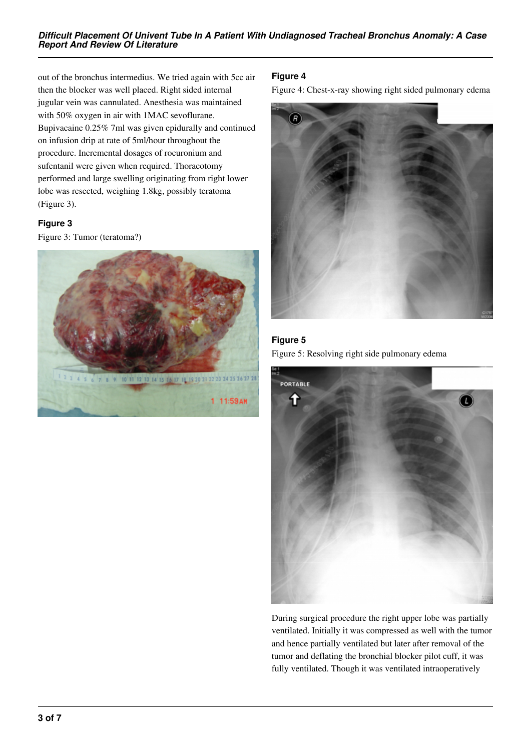out of the bronchus intermedius. We tried again with 5cc air then the blocker was well placed. Right sided internal jugular vein was cannulated. Anesthesia was maintained with 50% oxygen in air with 1MAC sevoflurane. Bupivacaine 0.25% 7ml was given epidurally and continued on infusion drip at rate of 5ml/hour throughout the procedure. Incremental dosages of rocuronium and sufentanil were given when required. Thoracotomy performed and large swelling originating from right lower lobe was resected, weighing 1.8kg, possibly teratoma (Figure 3).

### Figure 3

Figure 3: Tumor (teratoma?)

### Figure 4

Figure 4: Chest-x-ray showing right sided pulmonary edema

### Figure 5

Figure 5: Resolving right side pulmonary edema

During surgical procedure the right upper lobe was partially ventilated. Initially it was compressed as well with the tumor and hence partially ventilated but later after removal of the tumor and deflating the bronchial blocker pilot cuff, it was fully ventilated. Though it was ventilated intraoperatively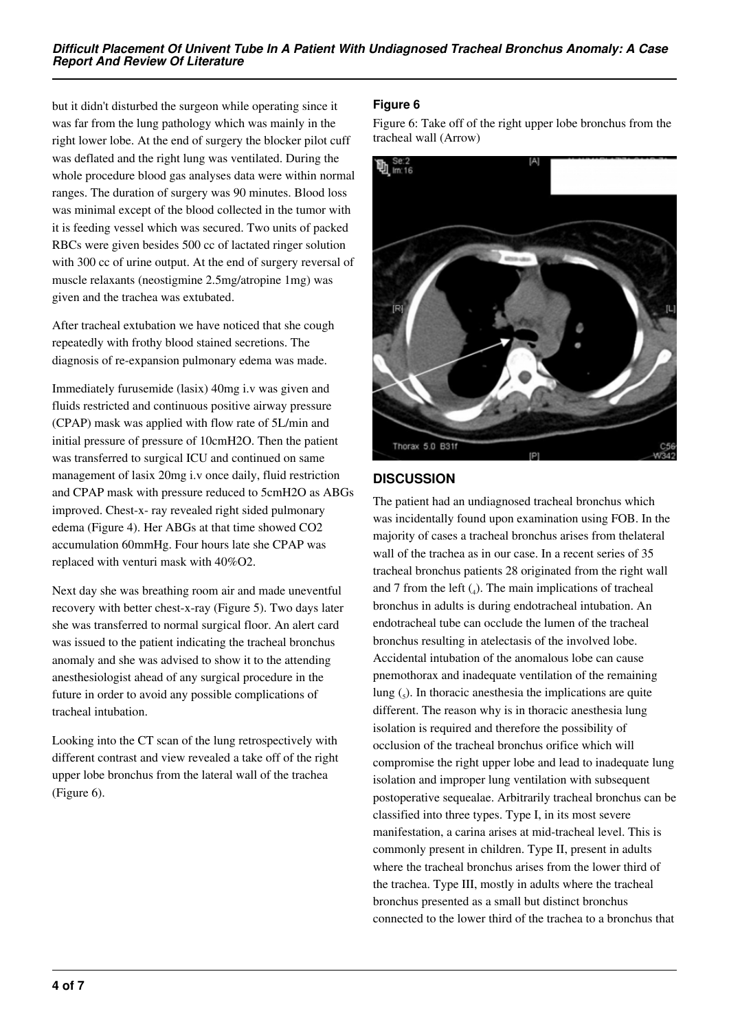but it didn't disturbed the surgeon while operating since it was far from the lung pathology which was mainly in the right lower lobe. At the end of surgery the blocker pilot cuff was deflated and the right lung was ventilated. During the whole procedure blood gas analyses data were within normal ranges. The duration of surgery was 90 minutes. Blood loss was minimal except of the blood collected in the tumor with it is feeding vessel which was secured. Two units of packed RBCs were given besides 500 cc of lactated ringer solution with 300 cc of urine output. At the end of surgery reversal of muscle relaxants (neostigmine 2.5mg/atropine 1mg) was given and the trachea was extubated.

After tracheal extubation we have noticed that she cough repeatedly with frothy blood stained secretions. The diagnosis of re-expansion pulmonary edema was made.

Immediately furusemide (lasix) 40mg i.v was given and fluids restricted and continuous positive airway pressure (CPAP) mask was applied with flow rate of 5L/min and initial pressure of pressure of 10cmH2O. Then the patient was transferred to surgical ICU and continued on same management of lasix 20mg i.v once daily, fluid restriction and CPAP mask with pressure reduced to 5cmH2O as ABGs improved. Chest-x- ray revealed right sided pulmonary edema (Figure 4). Her ABGs at that time showed CO2 accumulation 60mmHg. Four hours late she CPAP was replaced with venturi mask with 40%O2.

Next day she was breathing room air and made uneventful recovery with better chest-x-ray (Figure 5). Two days later she was transferred to normal surgical floor. An alert card was issued to the patient indicating the tracheal bronchus anomaly and she was advised to show it to the attending anesthesiologist ahead of any surgical procedure in the future in order to avoid any possible complications of tracheal intubation.

Looking into the CT scan of the lung retrospectively with different contrast and view revealed a take off of the right upper lobe bronchus from the lateral wall of the trachea (Figure 6).

### Figure 6

Figure 6: Take off of the right upper lobe bronchus from the tracheal wall (Arrow)

## DISCUSSION

The patient had an undiagnosed tracheal bronchus which was incidentally found upon examination using FOB. In the majority of cases a tracheal bronchus arises from thelateral wall of the trachea as in our case. In a recent series of 35 tracheal bronchus patients 28 originated from the right wall and 7 from the left (4). The main implications of tracheal bronchus in adults is during endotracheal intubation. An endotracheal tube can occlude the lumen of the tracheal bronchus resulting in atelectasis of the involved lobe. Accidental intubation of the anomalous lobe can cause pnemothorax and inadequate ventilation of the remaining lung (5). In thoracic anesthesia the implications are quite different. The reason why is in thoracic anesthesia lung isolation is required and therefore the possibility of occlusion of the tracheal bronchus orifice which will compromise the right upper lobe and lead to inadequate lung isolation and improper lung ventilation with subsequent postoperative sequealae. Arbitrarily tracheal bronchus can be classified into three types. Type I, in its most severe manifestation, a carina arises at mid-tracheal level. This is commonly present in children. Type II, present in adults where the tracheal bronchus arises from the lower third of the trachea. Type III, mostly in adults where the tracheal bronchus presented as a small but distinct bronchus connected to the lower third of the trachea to a bronchus that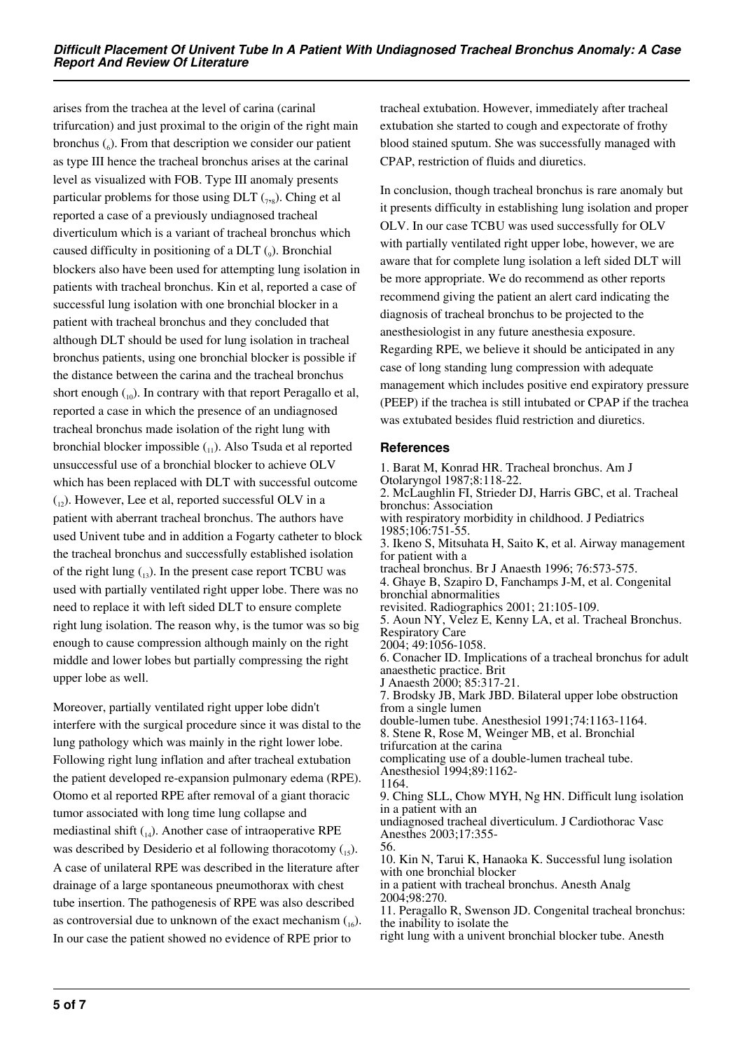arises from the trachea at the level of carina (carinal trifurcation) and just proximal to the origin of the right main bronchus [6]. From that description we consider our patient as type III hence the tracheal bronchus arises at the carinal level as visualized with FOB. Type III anomaly presents particular problems for those using DLT [7,8]. Ching et al reported a case of a previously undiagnosed tracheal diverticulum which is a variant of tracheal bronchus which caused difficulty in positioning of a DLT [9]. Bronchial blockers also have been used for attempting lung isolation in patients with tracheal bronchus. Kin et al, reported a case of successful lung isolation with one bronchial blocker in a patient with tracheal bronchus and they concluded that although DLT should be used for lung isolation in tracheal bronchus patients, using one bronchial blocker is possible if the distance between the carina and the tracheal bronchus short enough [10]. In contrary with that report Peragallo et al, reported a case in which the presence of an undiagnosed tracheal bronchus made isolation of the right lung with bronchial blocker impossible [11]. Also Tsuda et al reported unsuccessful use of a bronchial blocker to achieve OLV which has been replaced with DLT with successful outcome [12]. However, Lee et al, reported successful OLV in a patient with aberrant tracheal bronchus. The authors have used Univent tube and in addition a Fogarty catheter to block the tracheal bronchus and successfully established isolation of the right lung [13]. In the present case report TCBU was used with partially ventilated right upper lobe. There was no need to replace it with left sided DLT to ensure complete right lung isolation. The reason why, is the tumor was so big enough to cause compression although mainly on the right middle and lower lobes but partially compressing the right upper lobe as well.

Moreover, partially ventilated right upper lobe didn't interfere with the surgical procedure since it was distal to the lung pathology which was mainly in the right lower lobe. Following right lung inflation and after tracheal extubation the patient developed re-expansion pulmonary edema (RPE). Otomo et al reported RPE after removal of a giant thoracic tumor associated with long time lung collapse and mediastinal shift [14]. Another case of intraoperative RPE was described by Desiderio et al following thoracotomy [15]. A case of unilateral RPE was described in the literature after drainage of a large spontaneous pneumothorax with chest tube insertion. The pathogenesis of RPE was also described as controversial due to unknown of the exact mechanism [16]. In our case the patient showed no evidence of RPE prior to tracheal extubation. However, immediately after tracheal extubation she started to cough and expectorate of frothy blood stained sputum. She was successfully managed with CPAP, restriction of fluids and diuretics.

In conclusion, though tracheal bronchus is rare anomaly but it presents difficulty in establishing lung isolation and proper OLV. In our case TCBU was used successfully for OLV with partially ventilated right upper lobe, however, we are aware that for complete lung isolation a left sided DLT will be more appropriate. We do recommend as other reports recommend giving the patient an alert card indicating the diagnosis of tracheal bronchus to be projected to the anesthesiologist in any future anesthesia exposure. Regarding RPE, we believe it should be anticipated in any case of long standing lung compression with adequate management which includes positive end expiratory pressure (PEEP) if the trachea is still intubated or CPAP if the trachea was extubated besides fluid restriction and diuretics.

## References

1. Barat M, Konrad HR. Tracheal bronchus. Am J Otolaryngol 1987;8:118-22.
2. McLaughlin FI, Strieder DJ, Harris GBC, et al. Tracheal bronchus: Association with respiratory morbidity in childhood. J Pediatrics 1985;106:751-55.
3. Ikeno S, Mitsuhata H, Saito K, et al. Airway management for patient with a tracheal bronchus. Br J Anaesth 1996; 76:573-575.
4. Ghaye B, Szapiro D, Fanchamps J-M, et al. Congenital bronchial abnormalities revisited. Radiographics 2001; 21:105-109.
5. Aoun NY, Velez E, Kenny LA, et al. Tracheal Bronchus. Respiratory Care 2004; 49:1056-1058.
6. Conacher ID. Implications of a tracheal bronchus for adult anaesthetic practice. Brit J Anaesth 2000; 85:317-21.
7. Brodsky JB, Mark JBD. Bilateral upper lobe obstruction from a single lumen double-lumen tube. Anesthesiol 1991;74:1163-1164.
8. Stene R, Rose M, Weinger MB, et al. Bronchial trifurcation at the carina complicating use of a double-lumen tracheal tube. Anesthesiol 1994;89:1162-1164.
9. Ching SLL, Chow MYH, Ng HN. Difficult lung isolation in a patient with an undiagnosed tracheal diverticulum. J Cardiothorac Vasc Anesthes 2003;17:355-56.
10. Kin N, Tarui K, Hanaoka K. Successful lung isolation with one bronchial blocker in a patient with tracheal bronchus. Anesth Analg 2004;98:270.
11. Peragallo R, Swenson JD. Congenital tracheal bronchus: the inability to isolate the right lung with a univent bronchial blocker tube. Anesth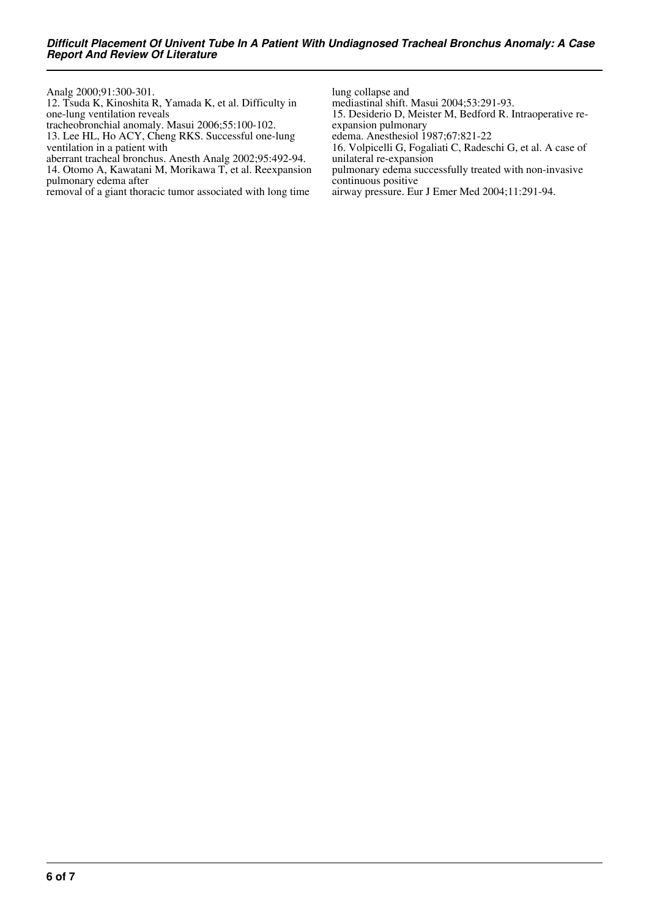Analg 2000;91:300-301.

12. Tsuda K, Kinoshita R, Yamada K, et al. Difficulty in one-lung ventilation reveals tracheobronchial anomaly. Masui 2006;55:100-102.

13. Lee HL, Ho ACY, Cheng RKS. Successful one-lung ventilation in a patient with aberrant tracheal bronchus. Anesth Analg 2002;95:492-94.

14. Otomo A, Kawatani M, Morikawa T, et al. Reexpansion pulmonary edema after removal of a giant thoracic tumor associated with long time lung collapse and mediastinal shift. Masui 2004;53:291-93.

15. Desiderio D, Meister M, Bedford R. Intraoperative re-expansion pulmonary edema. Anesthesiol 1987;67:821-22

16. Volpicelli G, Fogaliati C, Radeschi G, et al. A case of unilateral re-expansion pulmonary edema successfully treated with non-invasive continuous positive airway pressure. Eur J Emer Med 2004;11:291-94.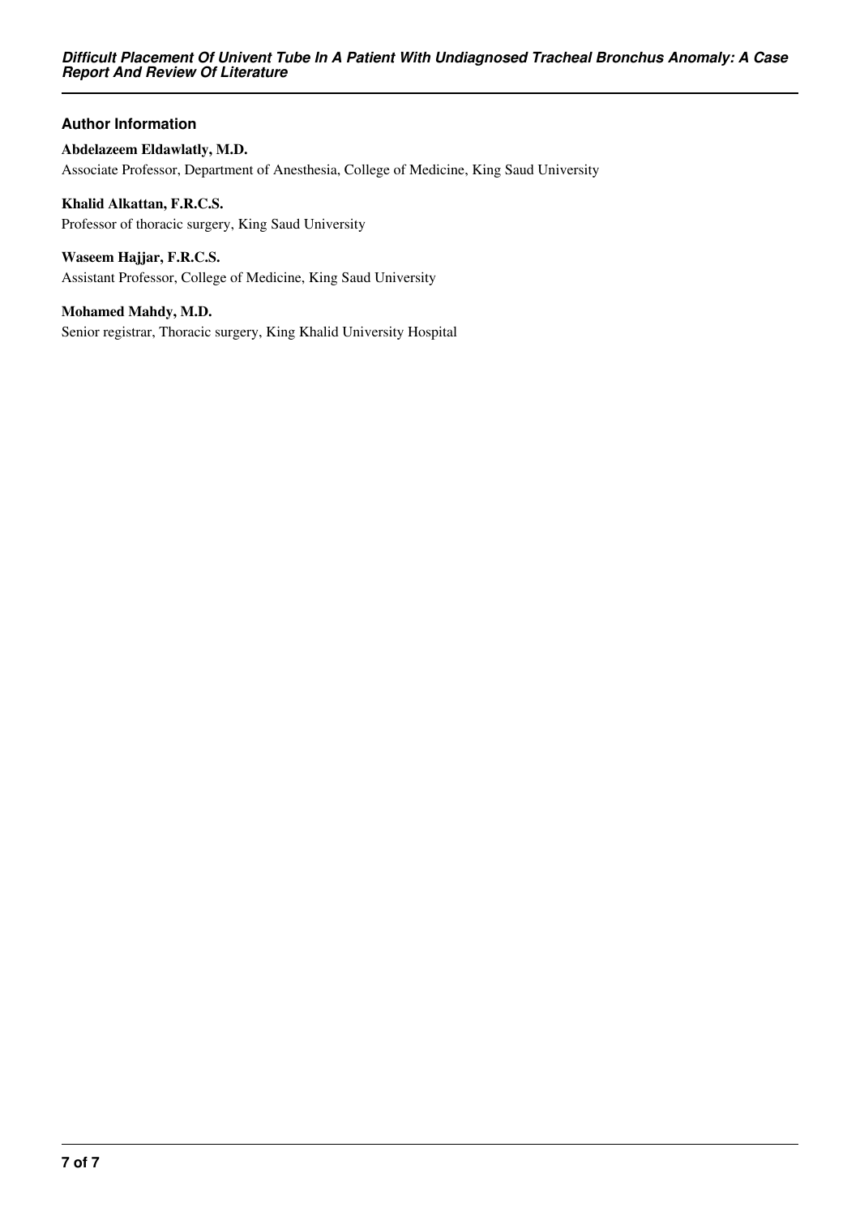## Author Information

**Abdelazeem Eldawlatly, M.D.**
Associate Professor, Department of Anesthesia, College of Medicine, King Saud University

**Khalid Alkattan, F.R.C.S.**
Professor of thoracic surgery, King Saud University

**Waseem Hajjar, F.R.C.S.**
Assistant Professor, College of Medicine, King Saud University

**Mohamed Mahdy, M.D.**
Senior registrar, Thoracic surgery, King Khalid University Hospital